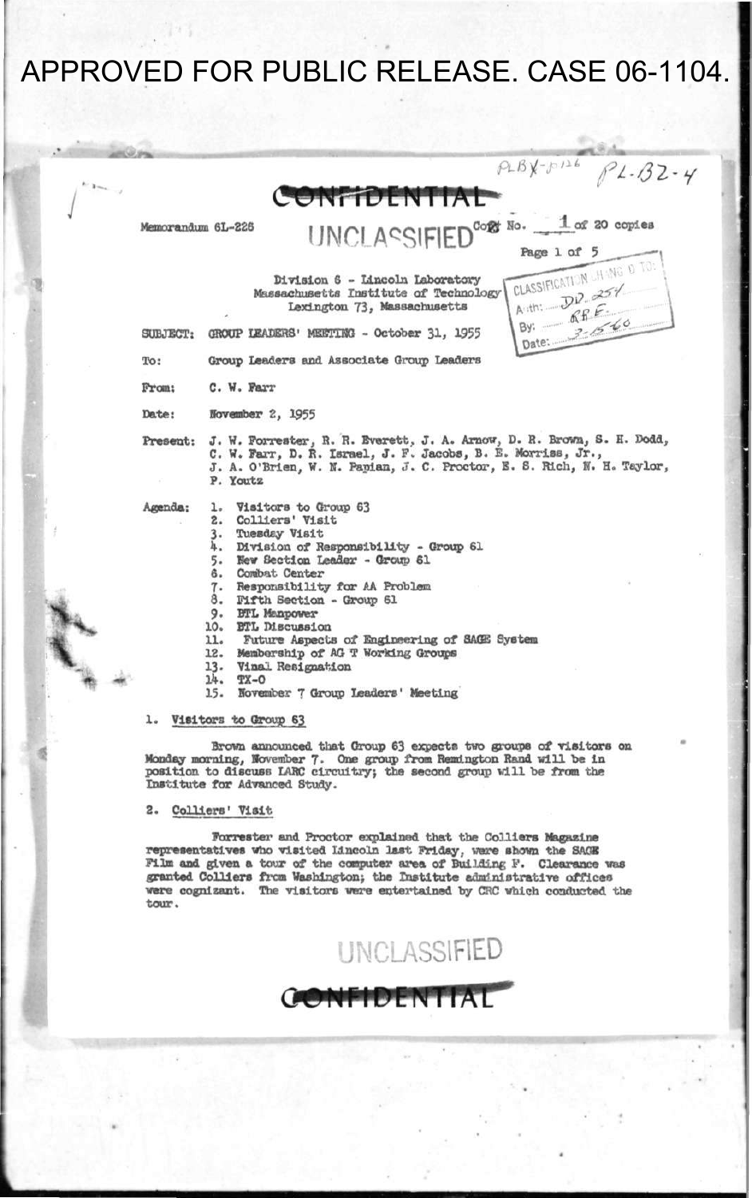APPROVED FOR PUBLIC RELEASE. CASE 06-1104.

PLBX-P126 PL-B2-4

CONFIDENTIAL

Memorandum 6L-226 UNCLASSIFIED Copy No. 1 of 20 copies

Page 1 of 5

CLASSIFICATION CHANGED TO:
Auth: DD 254
By: RRE
Date: 3-15-60

Division 6 - Lincoln Laboratory
Massachusetts Institute of Technology
Lexington 73, Massachusetts

SUBJECT: GROUP LEADERS' MEETING - October 31, 1955

To: Group Leaders and Associate Group Leaders

From: C. W. Farr

Date: November 2, 1955

Present: J. W. Forrester, R. R. Everett, J. A. Arnow, D. R. Brown, S. H. Dodd, C. W. Farr, D. R. Israel, J. F. Jacobs, B. E. Morriss, Jr., J. A. O'Brien, W. N. Papian, J. C. Proctor, E. S. Rich, N. H. Taylor, P. Youtz

Agenda:
1. Visitors to Group 63
2. Colliers' Visit
3. Tuesday Visit
4. Division of Responsibility - Group 61
5. New Section Leader - Group 61
6. Combat Center
7. Responsibility for AA Problem
8. Fifth Section - Group 61
9. BTL Manpower
10. BTL Discussion
11. Future Aspects of Engineering of SAGE System
12. Membership of AG T Working Groups
13. Vinal Resignation
14. TX-0
15. November 7 Group Leaders' Meeting

1. Visitors to Group 63

Brown announced that Group 63 expects two groups of visitors on Monday morning, November 7. One group from Remington Rand will be in position to discuss LARC circuitry; the second group will be from the Institute for Advanced Study.

2. Colliers' Visit

Forrester and Proctor explained that the Colliers Magazine representatives who visited Lincoln last Friday, were shown the SAGE Film and given a tour of the computer area of Building F. Clearance was granted Colliers from Washington; the Institute administrative offices were cognizant. The visitors were entertained by CRC which conducted the tour.

UNCLASSIFIED

CONFIDENTIAL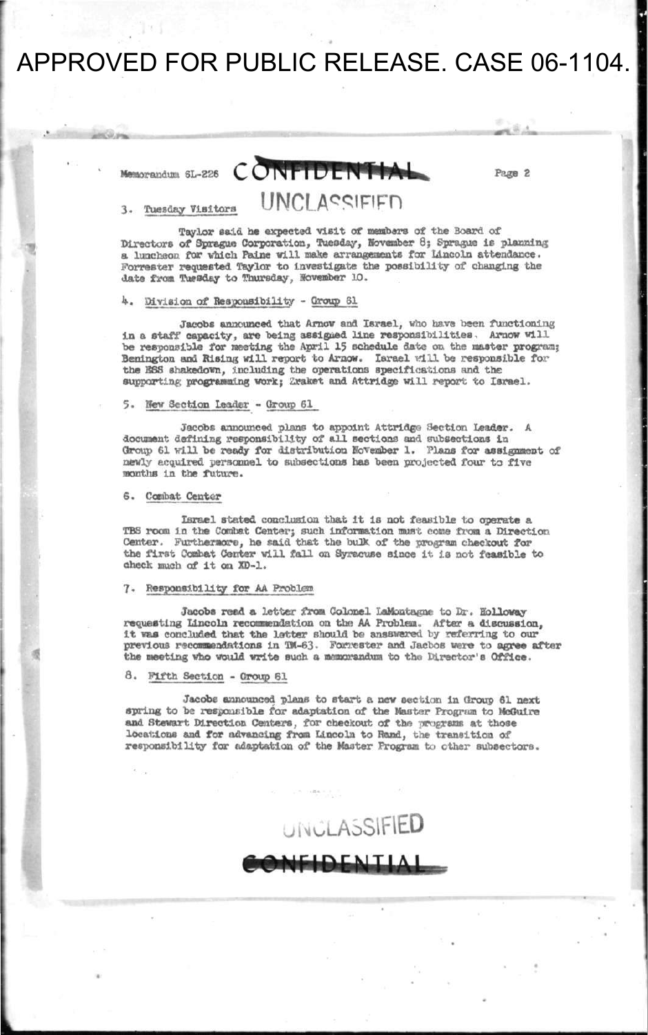APPROVED FOR PUBLIC RELEASE. CASE 06-1104.

Memorandum 6L-226 CONFIDENTIAL

UNCLASSIFIED

3. Tuesday Visitors

Taylor said he expected visit of members of the Board of Directors of Sprague Corporation, Tuesday, November 8; Sprague is planning a luncheon for which Paine will make arrangements for Lincoln attendance. Forrester requested Taylor to investigate the possibility of changing the date from Tuesday to Thursday, November 10.

4. Division of Responsibility - Group 61

Jacobs announced that Arnow and Israel, who have been functioning in a staff capacity, are being assigned line responsibilities. Arnow will be responsible for meeting the April 15 schedule date on the master program; Benington and Rising will report to Arnow. Israel will be responsible for the ESS shakedown, including the operations specifications and the supporting programming work; Zraket and Attridge will report to Israel.

5. New Section Leader - Group 61

Jacobs announced plans to appoint Attridge Section Leader. A document defining responsibility of all sections and subsections in Group 61 will be ready for distribution November 1. Plans for assignment of newly acquired personnel to subsections has been projected four to five months in the future.

6. Combat Center

Israel stated conclusion that it is not feasible to operate a TBS room in the Combat Center; such information must come from a Direction Center. Furthermore, he said that the bulk of the program checkout for the first Combat Center will fall on Syracuse since it is not feasible to check much of it on XD-1.

7. Responsibility for AA Problem

Jacobs read a letter from Colonel LaMontagne to Dr. Holloway requesting Lincoln recommendation on the AA Problem. After a discussion, it was concluded that the letter should be answered by referring to our previous recommendations in TM-63. Forrester and Jacbos were to agree after the meeting who would write such a memorandum to the Director's Office.

8. Fifth Section - Group 61

Jacobs announced plans to start a new section in Group 61 next spring to be responsible for adaptation of the Master Program to McGuire and Stewart Direction Centers, for checkout of the programs at those locations and for advancing from Lincoln to Rand, the transition of responsibility for adaptation of the Master Program to other subsectors.

UNCLASSIFIED

CONFIDENTIAL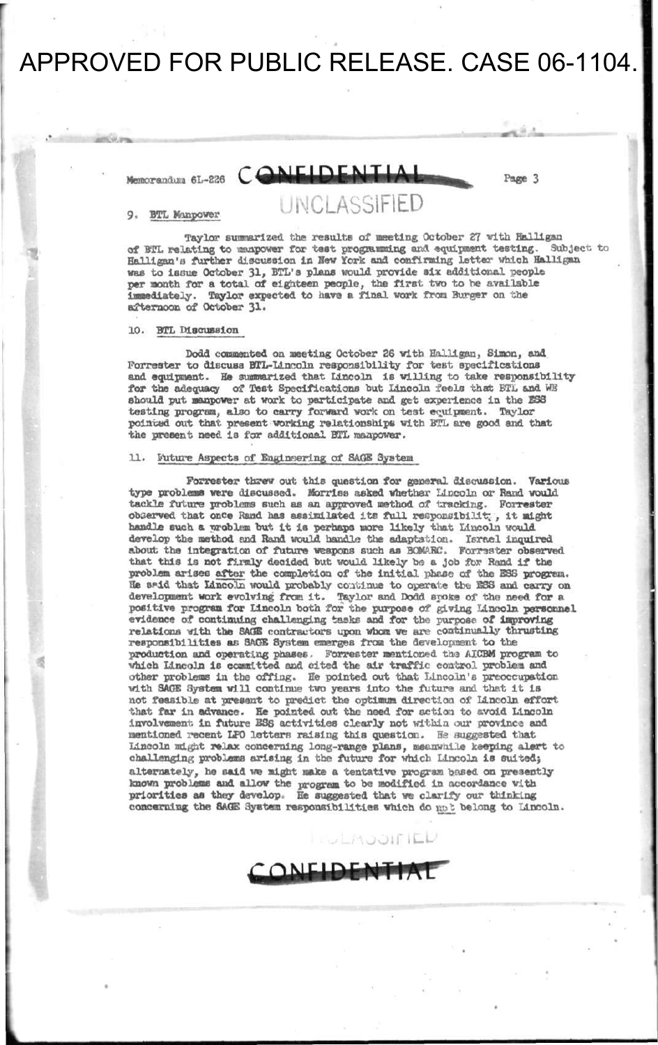APPROVED FOR PUBLIC RELEASE. CASE 06-1104.

Memorandum 6L-226 CONFIDENTIAL

UNCLASSIFIED

## 9. BTL Manpower

Taylor summarized the results of meeting October 27 with Halligan of BTL relating to manpower for test programming and equipment testing. Subject to Halligan's further discussion in New York and confirming letter which Halligan was to issue October 31, BTL's plans would provide six additional people per month for a total of eighteen people, the first two to be available immediately. Taylor expected to have a final work from Burger on the afternoon of October 31.

## 10. BTL Discussion

Dodd commented on meeting October 26 with Halligan, Simon, and Forrester to discuss BTL-Lincoln responsibility for test specifications and equipment. He summarized that Lincoln is willing to take responsibility for the adequacy of Test Specifications but Lincoln feels that BTL and WE should put manpower at work to participate and get experience in the ESS testing program, also to carry forward work on test equipment. Taylor pointed out that present working relationships with BTL are good and that the present need is for additional BTL manpower.

## 11. Future Aspects of Engineering of SAGE System

Forrester threw out this question for general discussion. Various type problems were discussed. Morriss asked whether Lincoln or Rand would tackle future problems such as an approved method of tracking. Forrester observed that once Rand has assimilated its full responsibility, it might handle such a problem but it is perhaps more likely that Lincoln would develop the method and Rand would handle the adaptation. Israel inquired about the integration of future weapons such as BOMARC. Forrester observed that this is not firmly decided but would likely be a job for Rand if the problem arises _after_ the completion of the initial phase of the ESS program. He said that Lincoln would probably continue to operate the ESS and carry on development work evolving from it. Taylor and Dodd spoke of the need for a positive program for Lincoln both for the purpose of giving Lincoln personnel evidence of continuing challenging tasks and for the purpose of improving relations with the SAGE contractors upon whom we are continually thrusting responsibilities as SAGE System emerges from the development to the production and operating phases. Forrester mentioned the AICBM program to which Lincoln is committed and cited the air traffic control problem and other problems in the offing. He pointed out that Lincoln's preoccupation with SAGE System will continue two years into the future and that it is not feasible at present to predict the optimum direction of Lincoln effort that far in advance. He pointed out the need for action to avoid Lincoln involvement in future ESS activities clearly not within our province and mentioned recent LPO letters raising this question. He suggested that Lincoln might relax concerning long-range plans, meanwhile keeping alert to challenging problems arising in the future for which Lincoln is suited; alternately, he said we might make a tentative program based on presently known problems and allow the program to be modified in accordance with priorities as they develop. He suggested that we clarify our thinking concerning the SAGE System responsibilities which do not belong to Lincoln.

UNCLASSIFIED

CONFIDENTIAL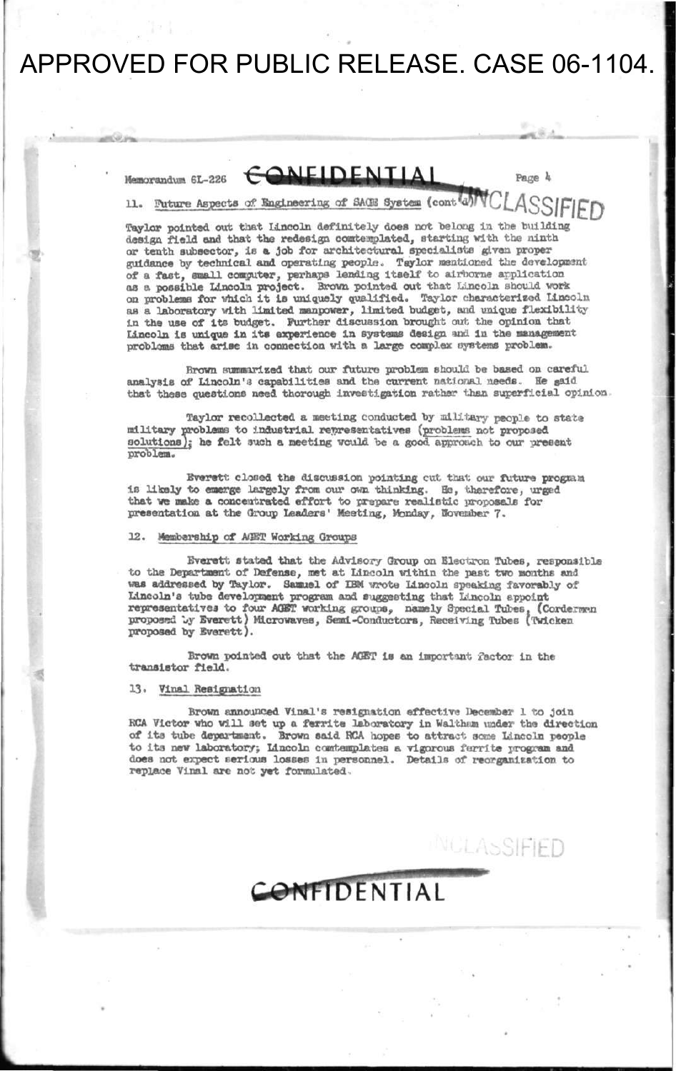APPROVED FOR PUBLIC RELEASE. CASE 06-1104.

CONFIDENTIAL

Memorandum 6L-226

UNCLASSIFIED

## 11. Future Aspects of Engineering of SAGE System (cont'd)

Taylor pointed out that Lincoln definitely does not belong in the building design field and that the redesign contemplated, starting with the ninth or tenth subsector, is a job for architectural specialists given proper guidance by technical and operating people. Taylor mentioned the development of a fast, small computer, perhaps lending itself to airborne application as a possible Lincoln project. Brown pointed out that Lincoln should work on problems for which it is uniquely qualified. Taylor characterized Lincoln as a laboratory with limited manpower, limited budget, and unique flexibility in the use of its budget. Further discussion brought out the opinion that Lincoln is unique in its experience in systems design and in the management problems that arise in connection with a large complex systems problem.

Brown summarized that our future problem should be based on careful analysis of Lincoln's capabilities and the current national needs. He said that these questions need thorough investigation rather than superficial opinion.

Taylor recollected a meeting conducted by military people to state military problems to industrial representatives (problems not proposed solutions); he felt such a meeting would be a good approach to our present problem.

Everett closed the discussion pointing out that our future program is likely to emerge largely from our own thinking. He, therefore, urged that we make a concentrated effort to prepare realistic proposals for presentation at the Group Leaders' Meeting, Monday, November 7.

## 12. Membership of AGET Working Groups

Everett stated that the Advisory Group on Electron Tubes, responsible to the Department of Defense, met at Lincoln within the past two months and was addressed by Taylor. Samuel of IBM wrote Lincoln speaking favorably of Lincoln's tube development program and suggesting that Lincoln appoint representatives to four AGET working groups, namely Special Tubes, (Corderman proposed by Everett) Microwaves, Semi-Conductors, Receiving Tubes (Twicken proposed by Everett).

Brown pointed out that the AGET is an important factor in the transistor field.

## 13. Vinal Resignation

Brown announced Vinal's resignation effective December 1 to join RCA Victor who will set up a ferrite laboratory in Waltham under the direction of its tube department. Brown said RCA hopes to attract some Lincoln people to its new laboratory; Lincoln contemplates a vigorous ferrite program and does not expect serious losses in personnel. Details of reorganization to replace Vinal are not yet formulated.

UNCLASSIFIED

CONFIDENTIAL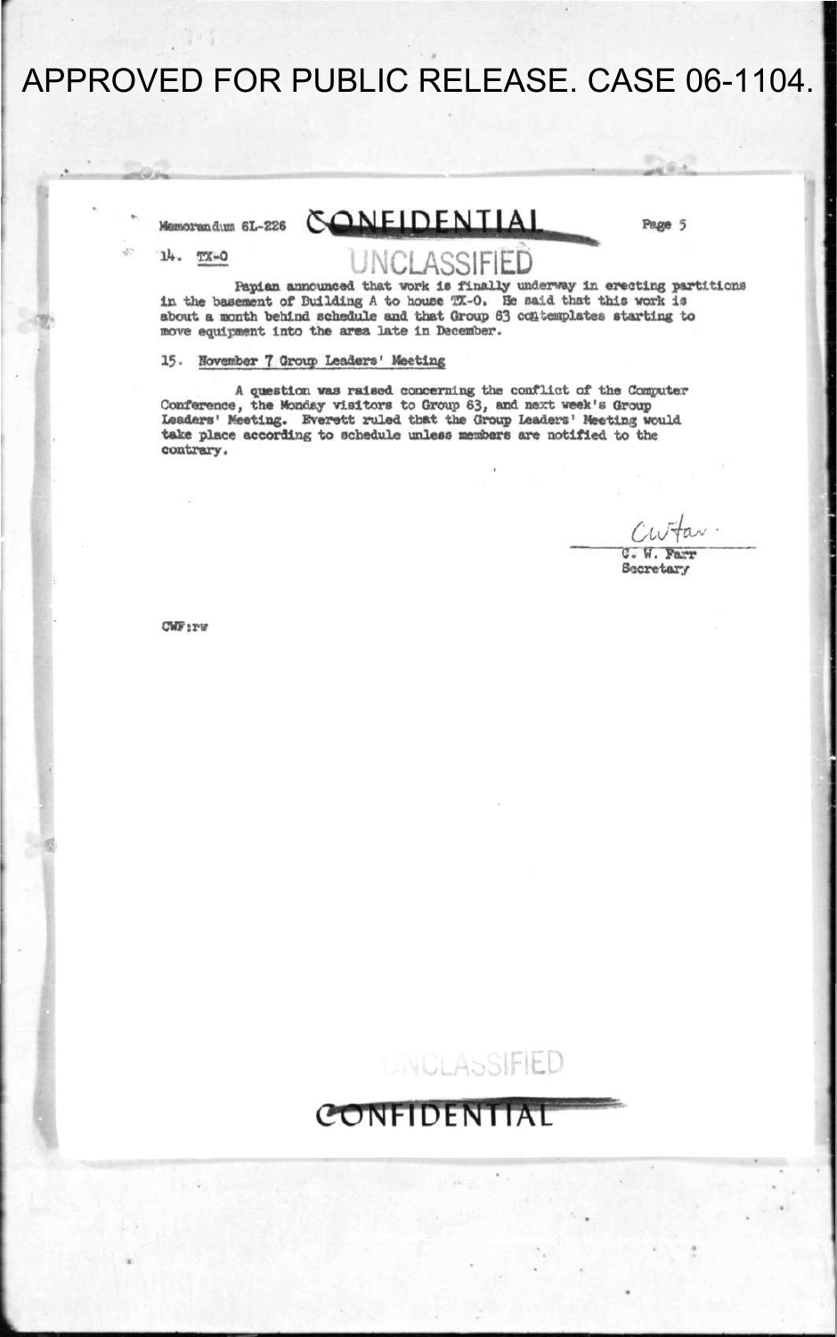APPROVED FOR PUBLIC RELEASE. CASE 06-1104.

Memorandum 6L-226 CONFIDENTIAL

UNCLASSIFIED

14. TX-0

Papian announced that work is finally underway in erecting partitions in the basement of Building A to house TX-0. He said that this work is about a month behind schedule and that Group 63 contemplates starting to move equipment into the area late in December.

15. November 7 Group Leaders' Meeting

A question was raised concerning the conflict of the Computer Conference, the Monday visitors to Group 63, and next week's Group Leaders' Meeting. Everett ruled that the Group Leaders' Meeting would take place according to schedule unless members are notified to the contrary.

C. W. Farr
Secretary

CWF:rw

UNCLASSIFIED

CONFIDENTIAL